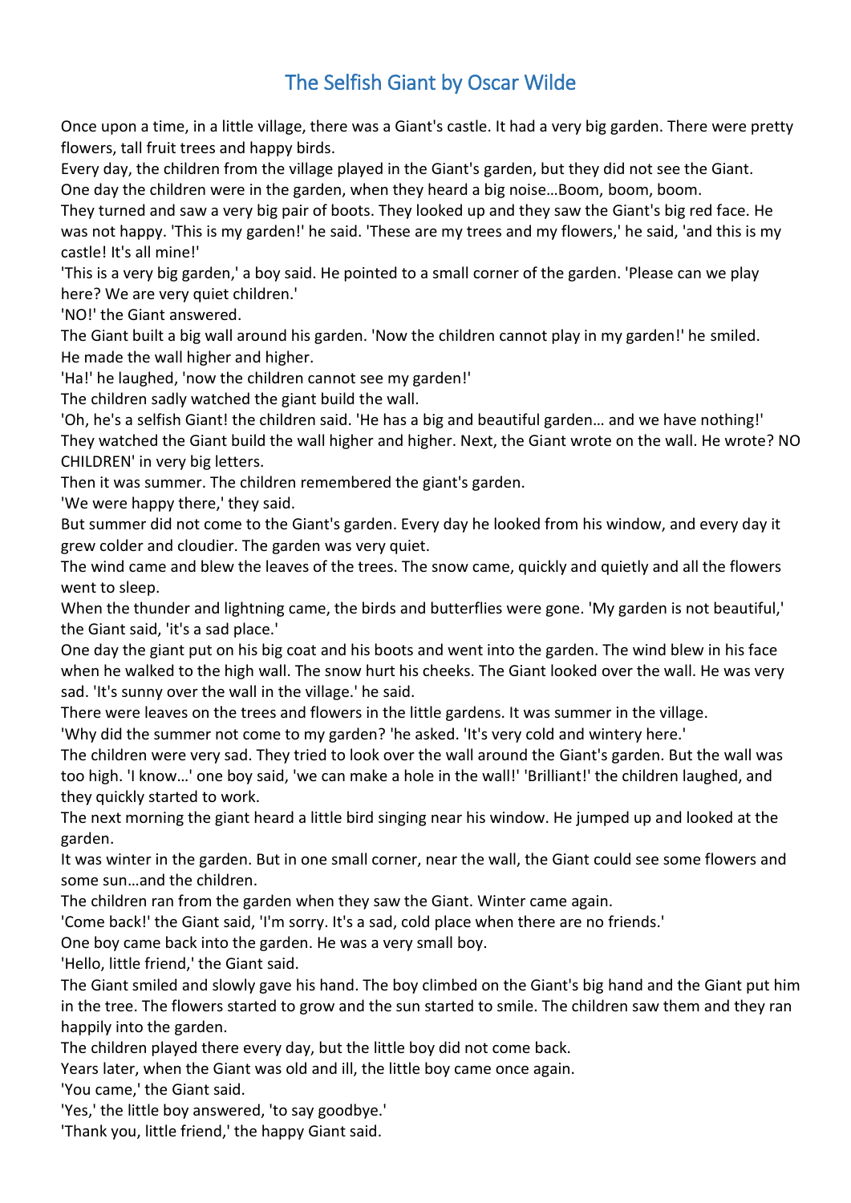# The Selfish Giant by Oscar Wilde

Once upon a time, in a little village, there was a Giant's castle. It had a very big garden. There were pretty flowers, tall fruit trees and happy birds.

Every day, the children from the village played in the Giant's garden, but they did not see the Giant.

One day the children were in the garden, when they heard a big noise…Boom, boom, boom.

They turned and saw a very big pair of boots. They looked up and they saw the Giant's big red face. He was not happy. 'This is my garden!' he said. 'These are my trees and my flowers,' he said, 'and this is my castle! It's all mine!'

'This is a very big garden,' a boy said. He pointed to a small corner of the garden. 'Please can we play here? We are very quiet children.'

'NO!' the Giant answered.

The Giant built a big wall around his garden. 'Now the children cannot play in my garden!' he smiled.

He made the wall higher and higher.

'Ha!' he laughed, 'now the children cannot see my garden!'

The children sadly watched the giant build the wall.

'Oh, he's a selfish Giant! the children said. 'He has a big and beautiful garden… and we have nothing!'

They watched the Giant build the wall higher and higher. Next, the Giant wrote on the wall. He wrote? NO CHILDREN' in very big letters.

Then it was summer. The children remembered the giant's garden.

'We were happy there,' they said.

But summer did not come to the Giant's garden. Every day he looked from his window, and every day it grew colder and cloudier. The garden was very quiet.

The wind came and blew the leaves of the trees. The snow came, quickly and quietly and all the flowers went to sleep.

When the thunder and lightning came, the birds and butterflies were gone. 'My garden is not beautiful,' the Giant said, 'it's a sad place.'

One day the giant put on his big coat and his boots and went into the garden. The wind blew in his face when he walked to the high wall. The snow hurt his cheeks. The Giant looked over the wall. He was very sad. 'It's sunny over the wall in the village.' he said.

There were leaves on the trees and flowers in the little gardens. It was summer in the village.

'Why did the summer not come to my garden? 'he asked. 'It's very cold and wintery here.'

The children were very sad. They tried to look over the wall around the Giant's garden. But the wall was too high. 'I know…' one boy said, 'we can make a hole in the wall!' 'Brilliant!' the children laughed, and they quickly started to work.

The next morning the giant heard a little bird singing near his window. He jumped up and looked at the garden.

It was winter in the garden. But in one small corner, near the wall, the Giant could see some flowers and some sun…and the children.

The children ran from the garden when they saw the Giant. Winter came again.

'Come back!' the Giant said, 'I'm sorry. It's a sad, cold place when there are no friends.'

One boy came back into the garden. He was a very small boy.

'Hello, little friend,' the Giant said.

The Giant smiled and slowly gave his hand. The boy climbed on the Giant's big hand and the Giant put him in the tree. The flowers started to grow and the sun started to smile. The children saw them and they ran happily into the garden.

The children played there every day, but the little boy did not come back.

Years later, when the Giant was old and ill, the little boy came once again.

'You came,' the Giant said.

'Yes,' the little boy answered, 'to say goodbye.'

'Thank you, little friend,' the happy Giant said.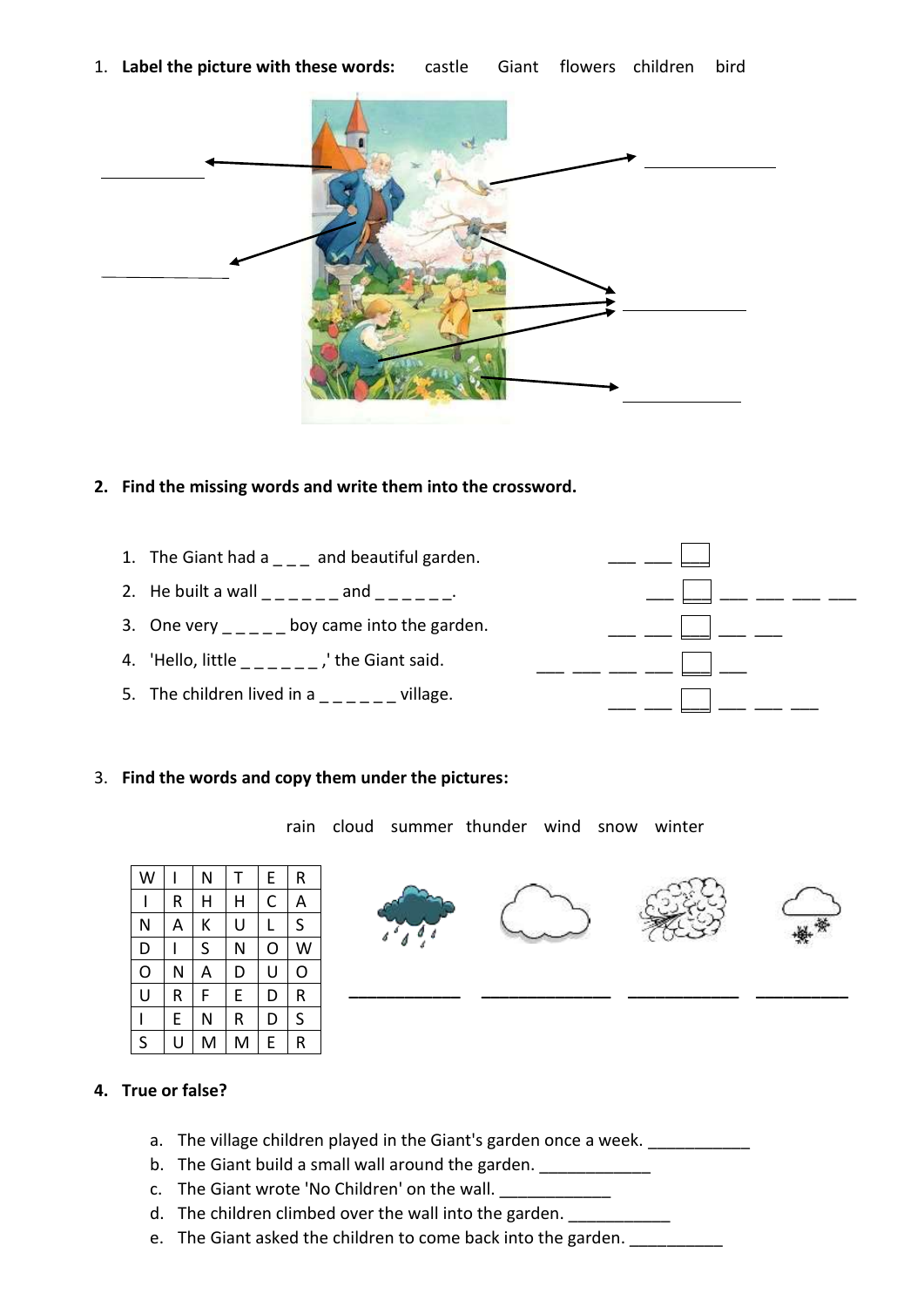1. **Label the picture with these words:** castle Giant flowers children bird

___________

___________

___________

___________

___________

2. **Find the missing words and write them into the crossword.**

   1. The Giant had a _ _ _ and beautiful garden.
   2. He built a wall _ _ _ _ _ _ and _ _ _ _ _ _.
   3. One very _ _ _ _ _ boy came into the garden.
   4. 'Hello, little _ _ _ _ _ _,' the Giant said.
   5. The children lived in a _ _ _ _ _ _ village.

3. **Find the words and copy them under the pictures:**

rain cloud summer thunder wind snow winter

| | | | | | |
|---|---|---|---|---|---|
| W | I | N | T | E | R |
| I | R | H | H | C | A |
| N | A | K | U | L | S |
| D | I | S | N | O | W |
| O | N | A | D | U | O |
| U | R | F | E | D | R |
| I | E | N | R | D | S |
| S | U | M | M | E | R |

___________ ___________ ___________ ___________

4. **True or false?**

   a. The village children played in the Giant's garden once a week. ___________
   b. The Giant build a small wall around the garden. ___________
   c. The Giant wrote 'No Children' on the wall. ___________
   d. The children climbed over the wall into the garden. ___________
   e. The Giant asked the children to come back into the garden. ___________